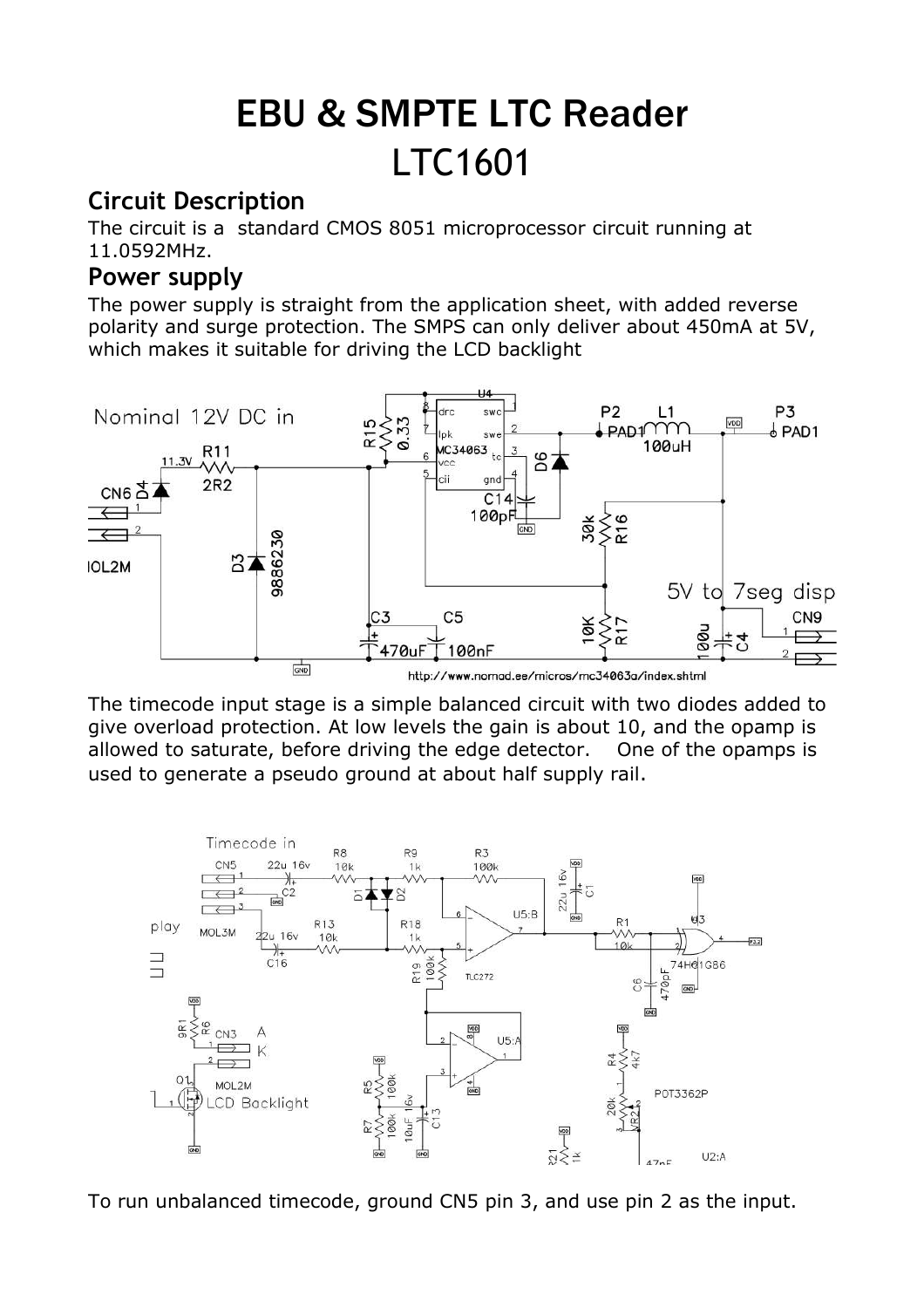# EBU & SMPTE LTC Reader

# LTC1601

## Circuit Description

The circuit is a standard CMOS 8051 microprocessor circuit running at 11.0592MHz.

## Power supply

The power supply is straight from the application sheet, with added reverse polarity and surge protection. The SMPS can only deliver about 450mA at 5V, which makes it suitable for driving the LCD backlight

The timecode input stage is a simple balanced circuit with two diodes added to give overload protection. At low levels the gain is about 10, and the opamp is allowed to saturate, before driving the edge detector. One of the opamps is used to generate a pseudo ground at about half supply rail.

To run unbalanced timecode, ground CN5 pin 3, and use pin 2 as the input.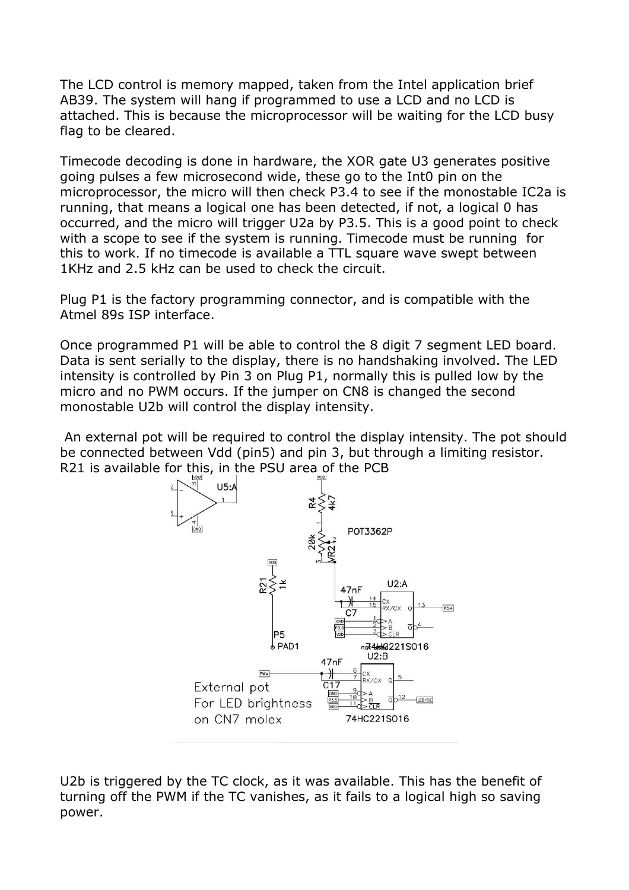The LCD control is memory mapped, taken from the Intel application brief AB39. The system will hang if programmed to use a LCD and no LCD is attached. This is because the microprocessor will be waiting for the LCD busy flag to be cleared.

Timecode decoding is done in hardware, the XOR gate U3 generates positive going pulses a few microsecond wide, these go to the Int0 pin on the microprocessor, the micro will then check P3.4 to see if the monostable IC2a is running, that means a logical one has been detected, if not, a logical 0 has occurred, and the micro will trigger U2a by P3.5. This is a good point to check with a scope to see if the system is running. Timecode must be running for this to work. If no timecode is available a TTL square wave swept between 1KHz and 2.5 kHz can be used to check the circuit.

Plug P1 is the factory programming connector, and is compatible with the Atmel 89s ISP interface.

Once programmed P1 will be able to control the 8 digit 7 segment LED board. Data is sent serially to the display, there is no handshaking involved. The LED intensity is controlled by Pin 3 on Plug P1, normally this is pulled low by the micro and no PWM occurs. If the jumper on CN8 is changed the second monostable U2b will control the display intensity.

An external pot will be required to control the display intensity. The pot should be connected between Vdd (pin5) and pin 3, but through a limiting resistor. R21 is available for this, in the PSU area of the PCB

U2b is triggered by the TC clock, as it was available. This has the benefit of turning off the PWM if the TC vanishes, as it fails to a logical high so saving power.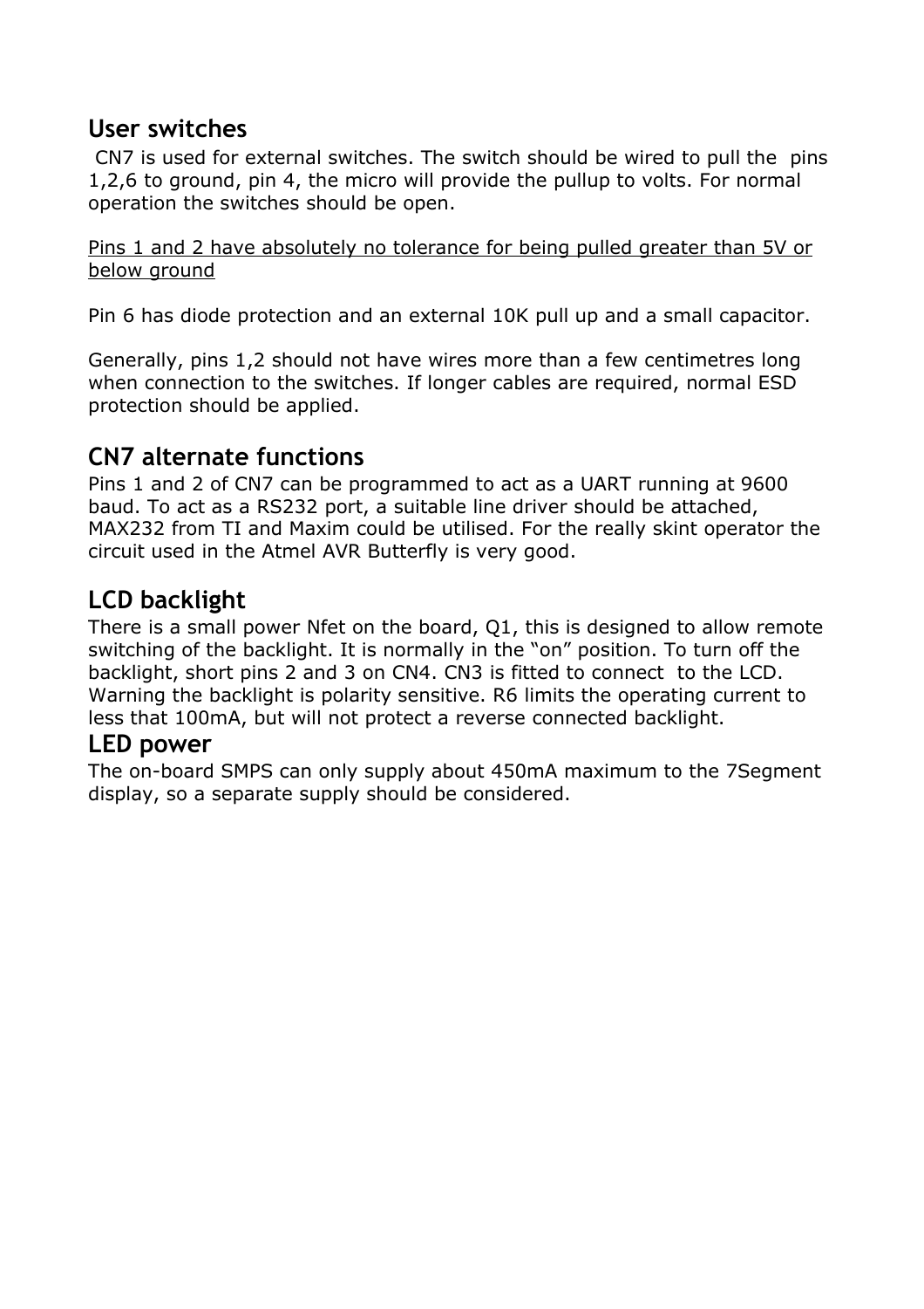## User switches

CN7 is used for external switches. The switch should be wired to pull the pins 1,2,6 to ground, pin 4, the micro will provide the pullup to volts. For normal operation the switches should be open.

<u>Pins 1 and 2 have absolutely no tolerance for being pulled greater than 5V or below ground</u>

Pin 6 has diode protection and an external 10K pull up and a small capacitor.

Generally, pins 1,2 should not have wires more than a few centimetres long when connection to the switches. If longer cables are required, normal ESD protection should be applied.

## CN7 alternate functions

Pins 1 and 2 of CN7 can be programmed to act as a UART running at 9600 baud. To act as a RS232 port, a suitable line driver should be attached, MAX232 from TI and Maxim could be utilised. For the really skint operator the circuit used in the Atmel AVR Butterfly is very good.

## LCD backlight

There is a small power Nfet on the board, Q1, this is designed to allow remote switching of the backlight. It is normally in the "on" position. To turn off the backlight, short pins 2 and 3 on CN4. CN3 is fitted to connect to the LCD. Warning the backlight is polarity sensitive. R6 limits the operating current to less that 100mA, but will not protect a reverse connected backlight.

## LED power

The on-board SMPS can only supply about 450mA maximum to the 7Segment display, so a separate supply should be considered.